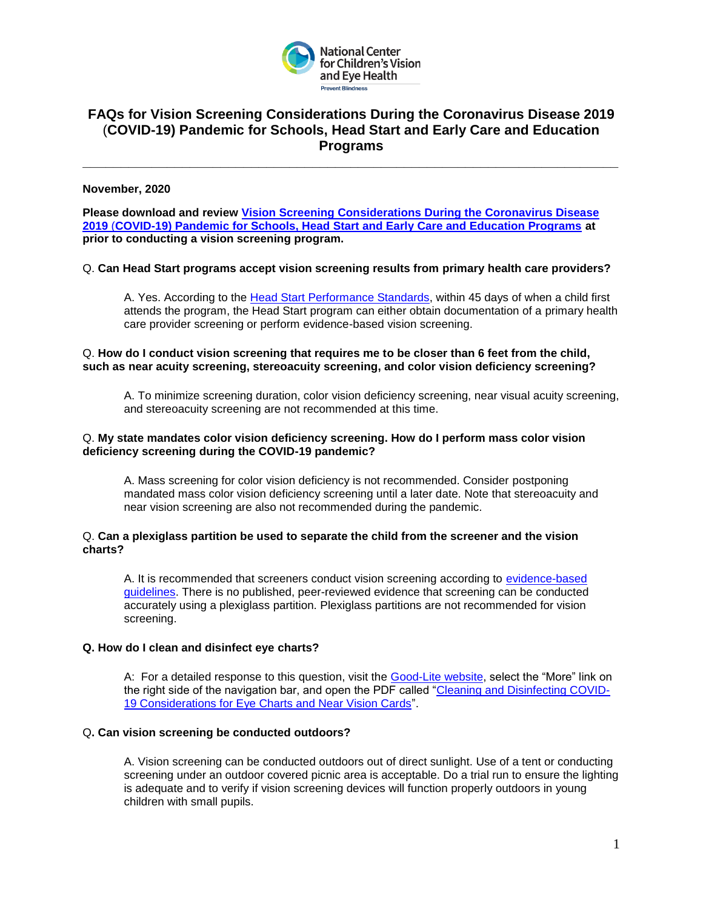National Center for Children's Vision and Eye Health

Prevent Blindness

# FAQs for Vision Screening Considerations During the Coronavirus Disease 2019 (COVID-19) Pandemic for Schools, Head Start and Early Care and Education Programs

---

**November, 2020**

**Please download and review Vision Screening Considerations During the Coronavirus Disease 2019 (COVID-19) Pandemic for Schools, Head Start and Early Care and Education Programs at prior to conducting a vision screening program.**

Q. **Can Head Start programs accept vision screening results from primary health care providers?**

A. Yes. According to the Head Start Performance Standards, within 45 days of when a child first attends the program, the Head Start program can either obtain documentation of a primary health care provider screening or perform evidence-based vision screening.

Q. **How do I conduct vision screening that requires me to be closer than 6 feet from the child, such as near acuity screening, stereoacuity screening, and color vision deficiency screening?**

A. To minimize screening duration, color vision deficiency screening, near visual acuity screening, and stereoacuity screening are not recommended at this time.

Q. **My state mandates color vision deficiency screening. How do I perform mass color vision deficiency screening during the COVID-19 pandemic?**

A. Mass screening for color vision deficiency is not recommended. Consider postponing mandated mass color vision deficiency screening until a later date. Note that stereoacuity and near vision screening are also not recommended during the pandemic.

Q. **Can a plexiglass partition be used to separate the child from the screener and the vision charts?**

A. It is recommended that screeners conduct vision screening according to evidence-based guidelines. There is no published, peer-reviewed evidence that screening can be conducted accurately using a plexiglass partition. Plexiglass partitions are not recommended for vision screening.

**Q. How do I clean and disinfect eye charts?**

A: For a detailed response to this question, visit the Good-Lite website, select the "More" link on the right side of the navigation bar, and open the PDF called "Cleaning and Disinfecting COVID-19 Considerations for Eye Charts and Near Vision Cards".

Q**. Can vision screening be conducted outdoors?**

A. Vision screening can be conducted outdoors out of direct sunlight. Use of a tent or conducting screening under an outdoor covered picnic area is acceptable. Do a trial run to ensure the lighting is adequate and to verify if vision screening devices will function properly outdoors in young children with small pupils.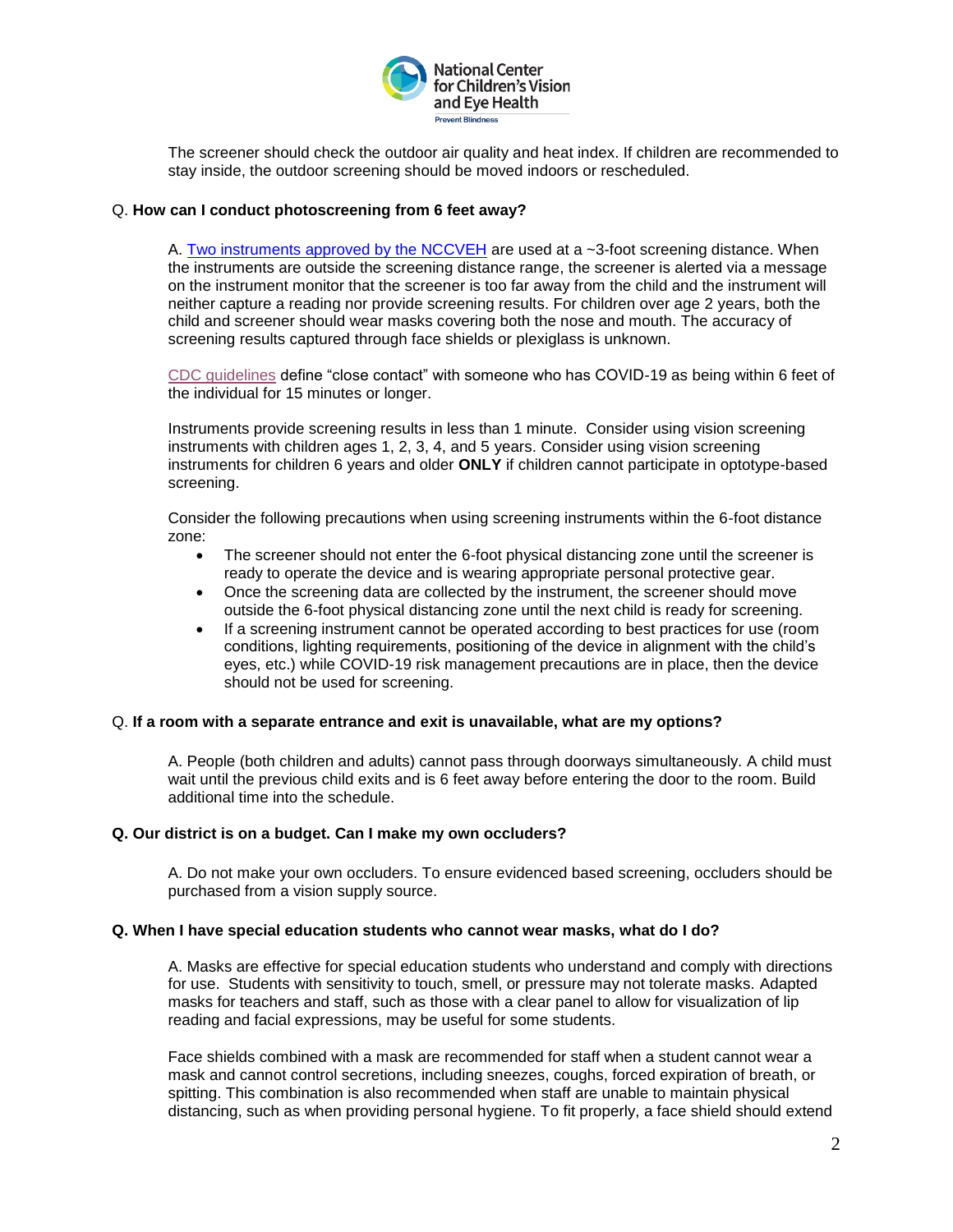The screener should check the outdoor air quality and heat index. If children are recommended to stay inside, the outdoor screening should be moved indoors or rescheduled.

Q. **How can I conduct photoscreening from 6 feet away?**

A. Two instruments approved by the NCCVEH are used at a ~3-foot screening distance. When the instruments are outside the screening distance range, the screener is alerted via a message on the instrument monitor that the screener is too far away from the child and the instrument will neither capture a reading nor provide screening results. For children over age 2 years, both the child and screener should wear masks covering both the nose and mouth. The accuracy of screening results captured through face shields or plexiglass is unknown.

CDC guidelines define "close contact" with someone who has COVID-19 as being within 6 feet of the individual for 15 minutes or longer.

Instruments provide screening results in less than 1 minute. Consider using vision screening instruments with children ages 1, 2, 3, 4, and 5 years. Consider using vision screening instruments for children 6 years and older **ONLY** if children cannot participate in optotype-based screening.

Consider the following precautions when using screening instruments within the 6-foot distance zone:

- The screener should not enter the 6-foot physical distancing zone until the screener is ready to operate the device and is wearing appropriate personal protective gear.
- Once the screening data are collected by the instrument, the screener should move outside the 6-foot physical distancing zone until the next child is ready for screening.
- If a screening instrument cannot be operated according to best practices for use (room conditions, lighting requirements, positioning of the device in alignment with the child's eyes, etc.) while COVID-19 risk management precautions are in place, then the device should not be used for screening.

Q. **If a room with a separate entrance and exit is unavailable, what are my options?**

A. People (both children and adults) cannot pass through doorways simultaneously. A child must wait until the previous child exits and is 6 feet away before entering the door to the room. Build additional time into the schedule.

**Q. Our district is on a budget. Can I make my own occluders?**

A. Do not make your own occluders. To ensure evidenced based screening, occluders should be purchased from a vision supply source.

**Q. When I have special education students who cannot wear masks, what do I do?**

A. Masks are effective for special education students who understand and comply with directions for use. Students with sensitivity to touch, smell, or pressure may not tolerate masks. Adapted masks for teachers and staff, such as those with a clear panel to allow for visualization of lip reading and facial expressions, may be useful for some students.

Face shields combined with a mask are recommended for staff when a student cannot wear a mask and cannot control secretions, including sneezes, coughs, forced expiration of breath, or spitting. This combination is also recommended when staff are unable to maintain physical distancing, such as when providing personal hygiene. To fit properly, a face shield should extend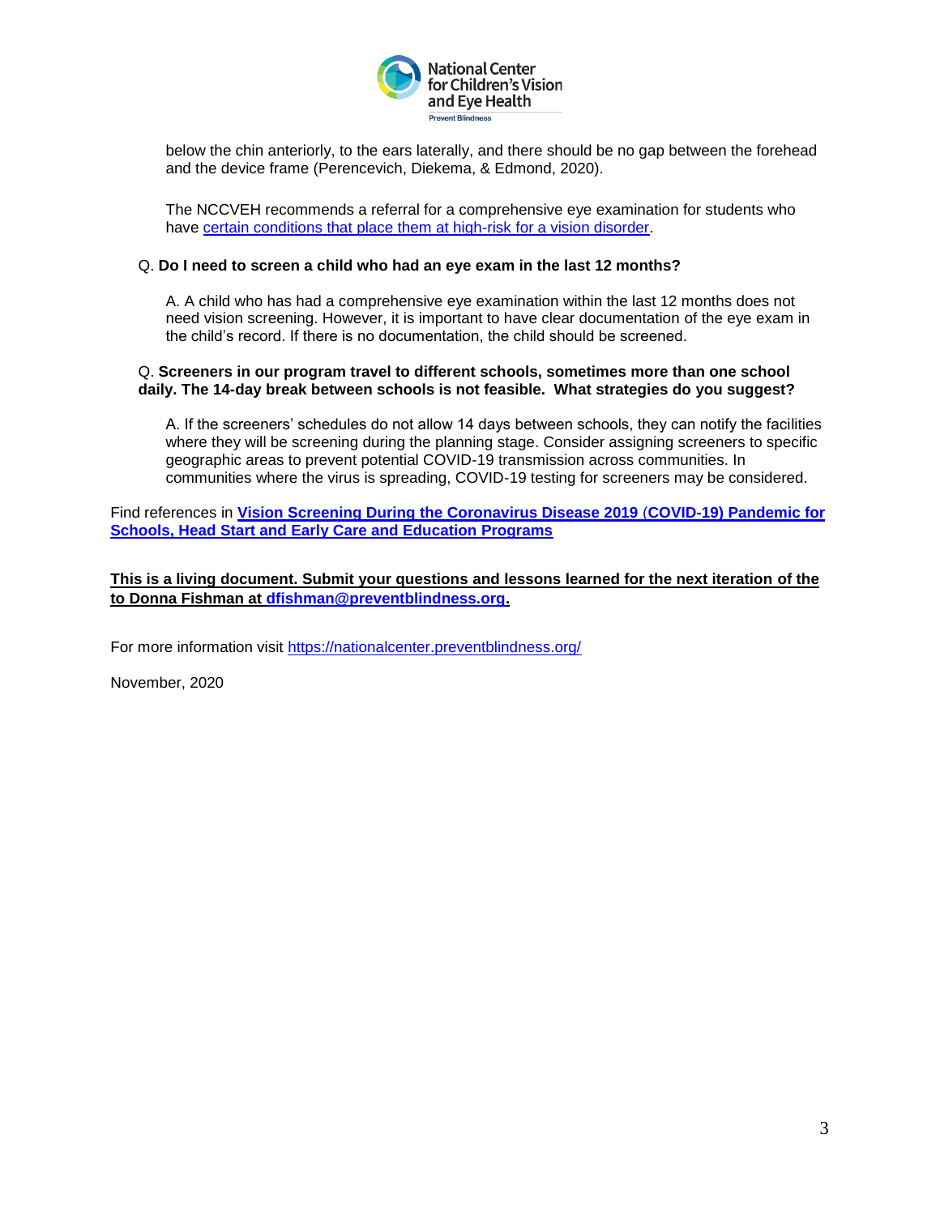below the chin anteriorly, to the ears laterally, and there should be no gap between the forehead and the device frame (Perencevich, Diekema, & Edmond, 2020).

The NCCVEH recommends a referral for a comprehensive eye examination for students who have certain conditions that place them at high-risk for a vision disorder.

Q. **Do I need to screen a child who had an eye exam in the last 12 months?**

A. A child who has had a comprehensive eye examination within the last 12 months does not need vision screening. However, it is important to have clear documentation of the eye exam in the child's record. If there is no documentation, the child should be screened.

Q. **Screeners in our program travel to different schools, sometimes more than one school daily. The 14-day break between schools is not feasible. What strategies do you suggest?**

A. If the screeners' schedules do not allow 14 days between schools, they can notify the facilities where they will be screening during the planning stage. Consider assigning screeners to specific geographic areas to prevent potential COVID-19 transmission across communities. In communities where the virus is spreading, COVID-19 testing for screeners may be considered.

Find references in **Vision Screening During the Coronavirus Disease 2019 (COVID-19) Pandemic for Schools, Head Start and Early Care and Education Programs**

**This is a living document. Submit your questions and lessons learned for the next iteration of the to Donna Fishman at dfishman@preventblindness.org.**

For more information visit https://nationalcenter.preventblindness.org/

November, 2020